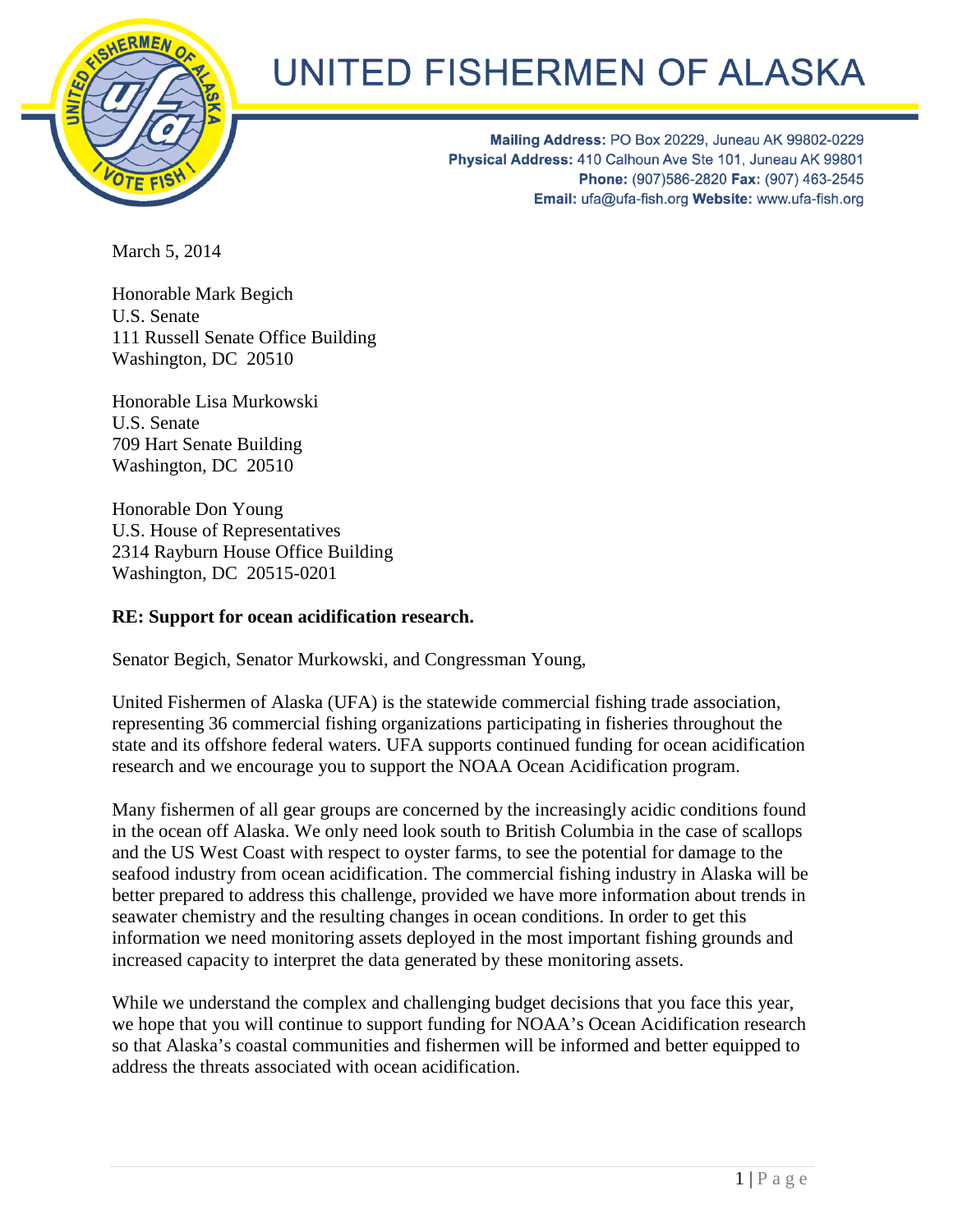# UNITED FISHERMEN OF ALASKA

**Mailing Address:** PO Box 20229, Juneau AK 99802-0229
**Physical Address:** 410 Calhoun Ave Ste 101, Juneau AK 99801
**Phone:** (907)586-2820 **Fax:** (907) 463-2545
**Email:** ufa@ufa-fish.org **Website:** www.ufa-fish.org

March 5, 2014

Honorable Mark Begich
U.S. Senate
111 Russell Senate Office Building
Washington, DC 20510

Honorable Lisa Murkowski
U.S. Senate
709 Hart Senate Building
Washington, DC 20510

Honorable Don Young
U.S. House of Representatives
2314 Rayburn House Office Building
Washington, DC 20515-0201

**RE: Support for ocean acidification research.**

Senator Begich, Senator Murkowski, and Congressman Young,

United Fishermen of Alaska (UFA) is the statewide commercial fishing trade association, representing 36 commercial fishing organizations participating in fisheries throughout the state and its offshore federal waters. UFA supports continued funding for ocean acidification research and we encourage you to support the NOAA Ocean Acidification program.

Many fishermen of all gear groups are concerned by the increasingly acidic conditions found in the ocean off Alaska. We only need look south to British Columbia in the case of scallops and the US West Coast with respect to oyster farms, to see the potential for damage to the seafood industry from ocean acidification. The commercial fishing industry in Alaska will be better prepared to address this challenge, provided we have more information about trends in seawater chemistry and the resulting changes in ocean conditions. In order to get this information we need monitoring assets deployed in the most important fishing grounds and increased capacity to interpret the data generated by these monitoring assets.

While we understand the complex and challenging budget decisions that you face this year, we hope that you will continue to support funding for NOAA's Ocean Acidification research so that Alaska's coastal communities and fishermen will be informed and better equipped to address the threats associated with ocean acidification.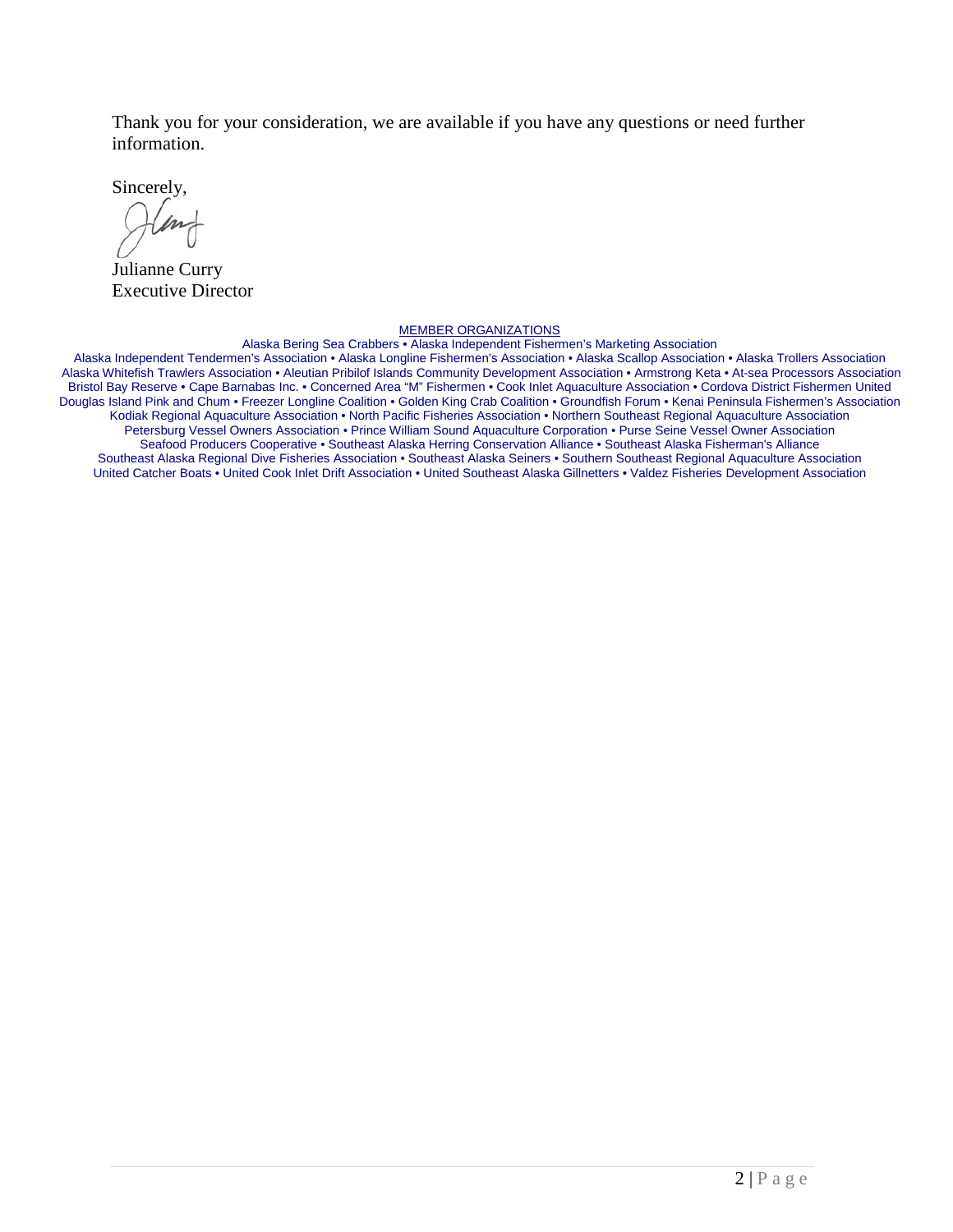Thank you for your consideration, we are available if you have any questions or need further information.

Sincerely,

Julianne Curry
Executive Director

MEMBER ORGANIZATIONS

Alaska Bering Sea Crabbers • Alaska Independent Fishermen's Marketing Association
Alaska Independent Tendermen's Association • Alaska Longline Fishermen's Association • Alaska Scallop Association • Alaska Trollers Association
Alaska Whitefish Trawlers Association • Aleutian Pribilof Islands Community Development Association • Armstrong Keta • At-sea Processors Association
Bristol Bay Reserve • Cape Barnabas Inc. • Concerned Area "M" Fishermen • Cook Inlet Aquaculture Association • Cordova District Fishermen United
Douglas Island Pink and Chum • Freezer Longline Coalition • Golden King Crab Coalition • Groundfish Forum • Kenai Peninsula Fishermen's Association
Kodiak Regional Aquaculture Association • North Pacific Fisheries Association • Northern Southeast Regional Aquaculture Association
Petersburg Vessel Owners Association • Prince William Sound Aquaculture Corporation • Purse Seine Vessel Owner Association
Seafood Producers Cooperative • Southeast Alaska Herring Conservation Alliance • Southeast Alaska Fisherman's Alliance
Southeast Alaska Regional Dive Fisheries Association • Southeast Alaska Seiners • Southern Southeast Regional Aquaculture Association
United Catcher Boats • United Cook Inlet Drift Association • United Southeast Alaska Gillnetters • Valdez Fisheries Development Association